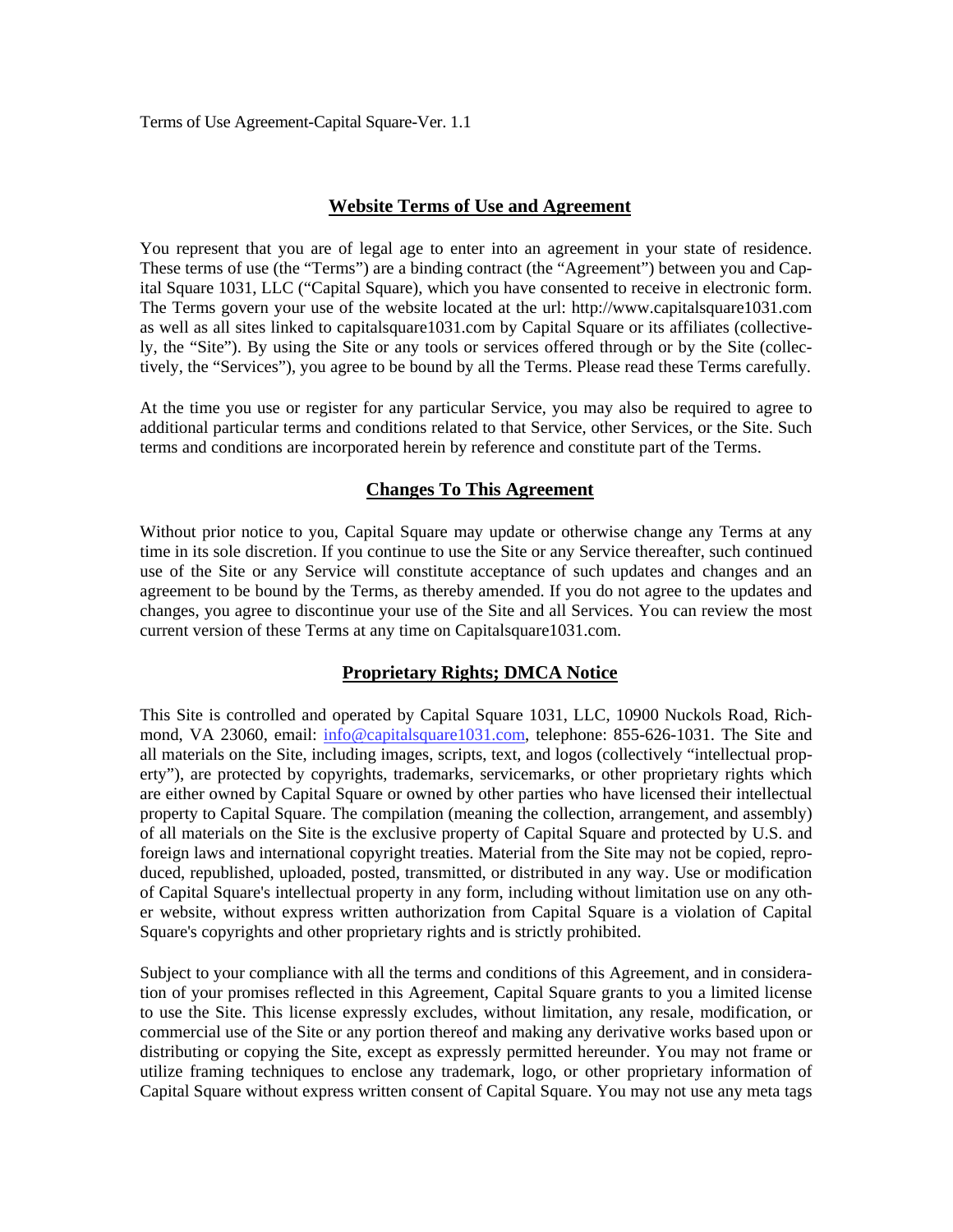Terms of Use Agreement-Capital Square-Ver. 1.1

## Website Terms of Use and Agreement

You represent that you are of legal age to enter into an agreement in your state of residence. These terms of use (the "Terms") are a binding contract (the "Agreement") between you and Capital Square 1031, LLC ("Capital Square), which you have consented to receive in electronic form. The Terms govern your use of the website located at the url: http://www.capitalsquare1031.com as well as all sites linked to capitalsquare1031.com by Capital Square or its affiliates (collectively, the "Site"). By using the Site or any tools or services offered through or by the Site (collectively, the "Services"), you agree to be bound by all the Terms. Please read these Terms carefully.

At the time you use or register for any particular Service, you may also be required to agree to additional particular terms and conditions related to that Service, other Services, or the Site. Such terms and conditions are incorporated herein by reference and constitute part of the Terms.

## Changes To This Agreement

Without prior notice to you, Capital Square may update or otherwise change any Terms at any time in its sole discretion. If you continue to use the Site or any Service thereafter, such continued use of the Site or any Service will constitute acceptance of such updates and changes and an agreement to be bound by the Terms, as thereby amended. If you do not agree to the updates and changes, you agree to discontinue your use of the Site and all Services. You can review the most current version of these Terms at any time on Capitalsquare1031.com.

## Proprietary Rights; DMCA Notice

This Site is controlled and operated by Capital Square 1031, LLC, 10900 Nuckols Road, Richmond, VA 23060, email: info@capitalsquare1031.com, telephone: 855-626-1031. The Site and all materials on the Site, including images, scripts, text, and logos (collectively "intellectual property"), are protected by copyrights, trademarks, servicemarks, or other proprietary rights which are either owned by Capital Square or owned by other parties who have licensed their intellectual property to Capital Square. The compilation (meaning the collection, arrangement, and assembly) of all materials on the Site is the exclusive property of Capital Square and protected by U.S. and foreign laws and international copyright treaties. Material from the Site may not be copied, reproduced, republished, uploaded, posted, transmitted, or distributed in any way. Use or modification of Capital Square's intellectual property in any form, including without limitation use on any other website, without express written authorization from Capital Square is a violation of Capital Square's copyrights and other proprietary rights and is strictly prohibited.

Subject to your compliance with all the terms and conditions of this Agreement, and in consideration of your promises reflected in this Agreement, Capital Square grants to you a limited license to use the Site. This license expressly excludes, without limitation, any resale, modification, or commercial use of the Site or any portion thereof and making any derivative works based upon or distributing or copying the Site, except as expressly permitted hereunder. You may not frame or utilize framing techniques to enclose any trademark, logo, or other proprietary information of Capital Square without express written consent of Capital Square. You may not use any meta tags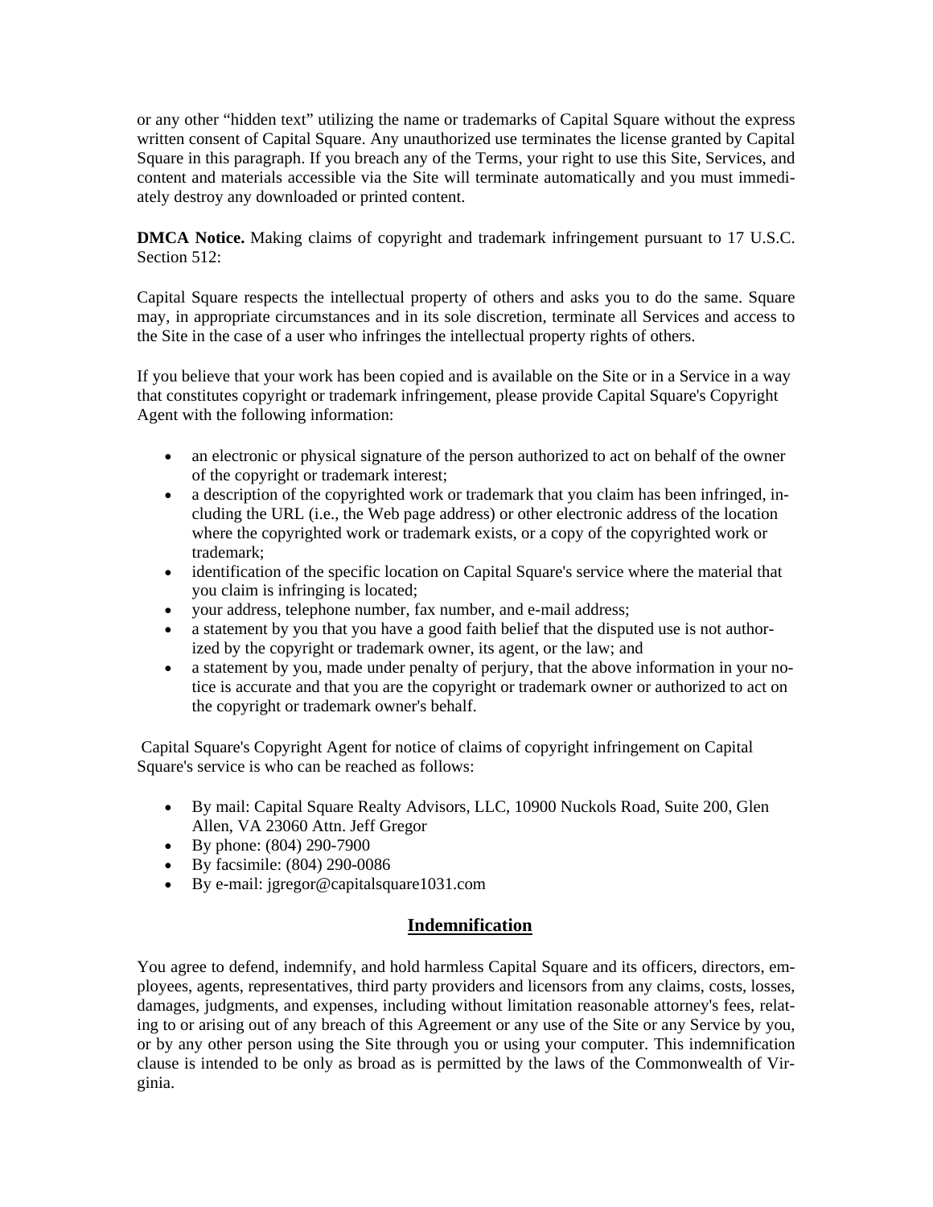or any other "hidden text" utilizing the name or trademarks of Capital Square without the express written consent of Capital Square. Any unauthorized use terminates the license granted by Capital Square in this paragraph. If you breach any of the Terms, your right to use this Site, Services, and content and materials accessible via the Site will terminate automatically and you must immediately destroy any downloaded or printed content.

**DMCA Notice.** Making claims of copyright and trademark infringement pursuant to 17 U.S.C. Section 512:

Capital Square respects the intellectual property of others and asks you to do the same. Square may, in appropriate circumstances and in its sole discretion, terminate all Services and access to the Site in the case of a user who infringes the intellectual property rights of others.

If you believe that your work has been copied and is available on the Site or in a Service in a way that constitutes copyright or trademark infringement, please provide Capital Square's Copyright Agent with the following information:

- an electronic or physical signature of the person authorized to act on behalf of the owner of the copyright or trademark interest;
- a description of the copyrighted work or trademark that you claim has been infringed, including the URL (i.e., the Web page address) or other electronic address of the location where the copyrighted work or trademark exists, or a copy of the copyrighted work or trademark;
- identification of the specific location on Capital Square's service where the material that you claim is infringing is located;
- your address, telephone number, fax number, and e-mail address;
- a statement by you that you have a good faith belief that the disputed use is not authorized by the copyright or trademark owner, its agent, or the law; and
- a statement by you, made under penalty of perjury, that the above information in your notice is accurate and that you are the copyright or trademark owner or authorized to act on the copyright or trademark owner's behalf.

Capital Square's Copyright Agent for notice of claims of copyright infringement on Capital Square's service is who can be reached as follows:

- By mail: Capital Square Realty Advisors, LLC, 10900 Nuckols Road, Suite 200, Glen Allen, VA 23060 Attn. Jeff Gregor
- By phone: (804) 290-7900
- By facsimile: (804) 290-0086
- By e-mail: jgregor@capitalsquare1031.com

## Indemnification

You agree to defend, indemnify, and hold harmless Capital Square and its officers, directors, employees, agents, representatives, third party providers and licensors from any claims, costs, losses, damages, judgments, and expenses, including without limitation reasonable attorney's fees, relating to or arising out of any breach of this Agreement or any use of the Site or any Service by you, or by any other person using the Site through you or using your computer. This indemnification clause is intended to be only as broad as is permitted by the laws of the Commonwealth of Virginia.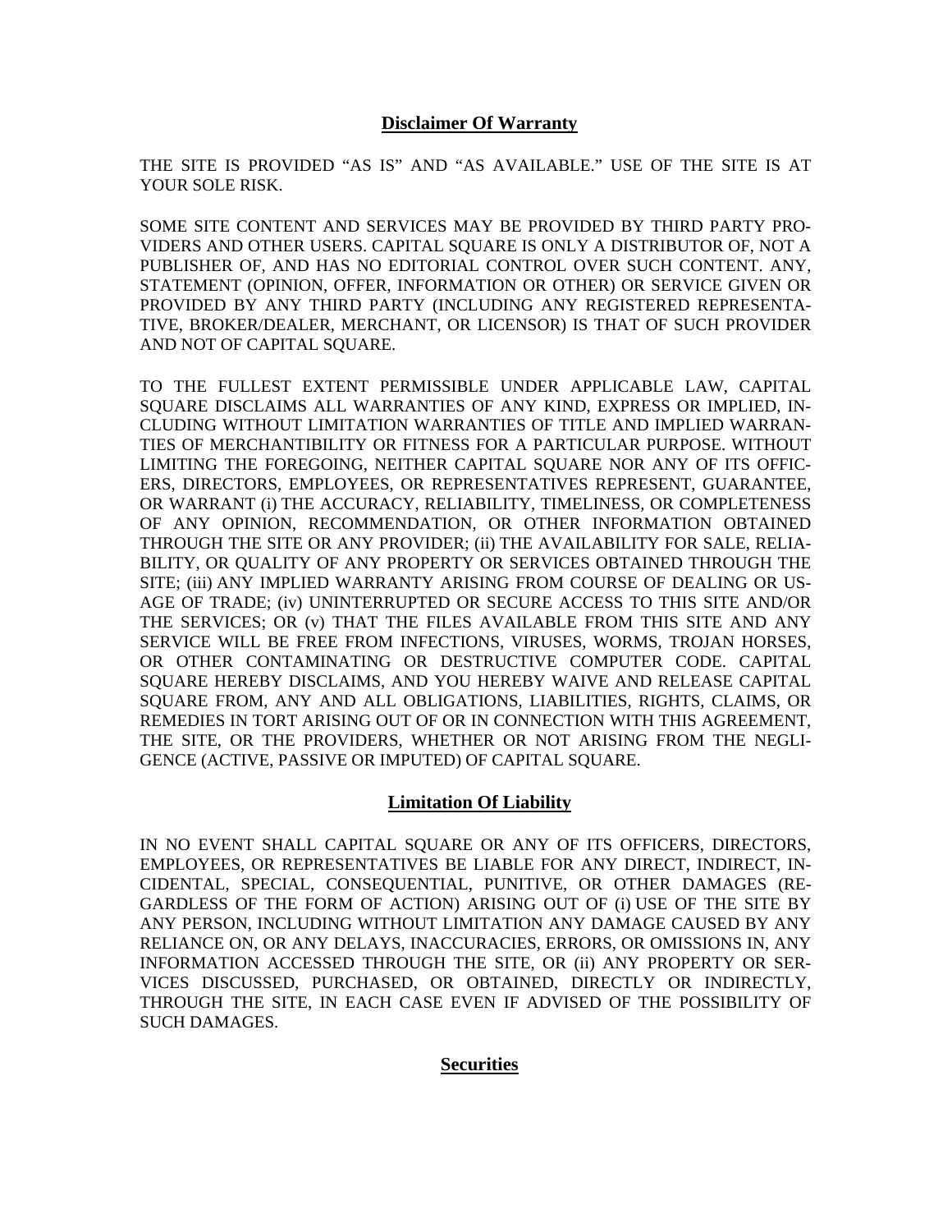## **Disclaimer Of Warranty**

THE SITE IS PROVIDED “AS IS” AND “AS AVAILABLE.” USE OF THE SITE IS AT YOUR SOLE RISK.

SOME SITE CONTENT AND SERVICES MAY BE PROVIDED BY THIRD PARTY PROVIDERS AND OTHER USERS. CAPITAL SQUARE IS ONLY A DISTRIBUTOR OF, NOT A PUBLISHER OF, AND HAS NO EDITORIAL CONTROL OVER SUCH CONTENT. ANY, STATEMENT (OPINION, OFFER, INFORMATION OR OTHER) OR SERVICE GIVEN OR PROVIDED BY ANY THIRD PARTY (INCLUDING ANY REGISTERED REPRESENTATIVE, BROKER/DEALER, MERCHANT, OR LICENSOR) IS THAT OF SUCH PROVIDER AND NOT OF CAPITAL SQUARE.

TO THE FULLEST EXTENT PERMISSIBLE UNDER APPLICABLE LAW, CAPITAL SQUARE DISCLAIMS ALL WARRANTIES OF ANY KIND, EXPRESS OR IMPLIED, INCLUDING WITHOUT LIMITATION WARRANTIES OF TITLE AND IMPLIED WARRANTIES OF MERCHANTIBILITY OR FITNESS FOR A PARTICULAR PURPOSE. WITHOUT LIMITING THE FOREGOING, NEITHER CAPITAL SQUARE NOR ANY OF ITS OFFICERS, DIRECTORS, EMPLOYEES, OR REPRESENTATIVES REPRESENT, GUARANTEE, OR WARRANT (i) THE ACCURACY, RELIABILITY, TIMELINESS, OR COMPLETENESS OF ANY OPINION, RECOMMENDATION, OR OTHER INFORMATION OBTAINED THROUGH THE SITE OR ANY PROVIDER; (ii) THE AVAILABILITY FOR SALE, RELIABILITY, OR QUALITY OF ANY PROPERTY OR SERVICES OBTAINED THROUGH THE SITE; (iii) ANY IMPLIED WARRANTY ARISING FROM COURSE OF DEALING OR USAGE OF TRADE; (iv) UNINTERRUPTED OR SECURE ACCESS TO THIS SITE AND/OR THE SERVICES; OR (v) THAT THE FILES AVAILABLE FROM THIS SITE AND ANY SERVICE WILL BE FREE FROM INFECTIONS, VIRUSES, WORMS, TROJAN HORSES, OR OTHER CONTAMINATING OR DESTRUCTIVE COMPUTER CODE. CAPITAL SQUARE HEREBY DISCLAIMS, AND YOU HEREBY WAIVE AND RELEASE CAPITAL SQUARE FROM, ANY AND ALL OBLIGATIONS, LIABILITIES, RIGHTS, CLAIMS, OR REMEDIES IN TORT ARISING OUT OF OR IN CONNECTION WITH THIS AGREEMENT, THE SITE, OR THE PROVIDERS, WHETHER OR NOT ARISING FROM THE NEGLIGENCE (ACTIVE, PASSIVE OR IMPUTED) OF CAPITAL SQUARE.

## **Limitation Of Liability**

IN NO EVENT SHALL CAPITAL SQUARE OR ANY OF ITS OFFICERS, DIRECTORS, EMPLOYEES, OR REPRESENTATIVES BE LIABLE FOR ANY DIRECT, INDIRECT, INCIDENTAL, SPECIAL, CONSEQUENTIAL, PUNITIVE, OR OTHER DAMAGES (REGARDLESS OF THE FORM OF ACTION) ARISING OUT OF (i) USE OF THE SITE BY ANY PERSON, INCLUDING WITHOUT LIMITATION ANY DAMAGE CAUSED BY ANY RELIANCE ON, OR ANY DELAYS, INACCURACIES, ERRORS, OR OMISSIONS IN, ANY INFORMATION ACCESSED THROUGH THE SITE, OR (ii) ANY PROPERTY OR SERVICES DISCUSSED, PURCHASED, OR OBTAINED, DIRECTLY OR INDIRECTLY, THROUGH THE SITE, IN EACH CASE EVEN IF ADVISED OF THE POSSIBILITY OF SUCH DAMAGES.

## **Securities**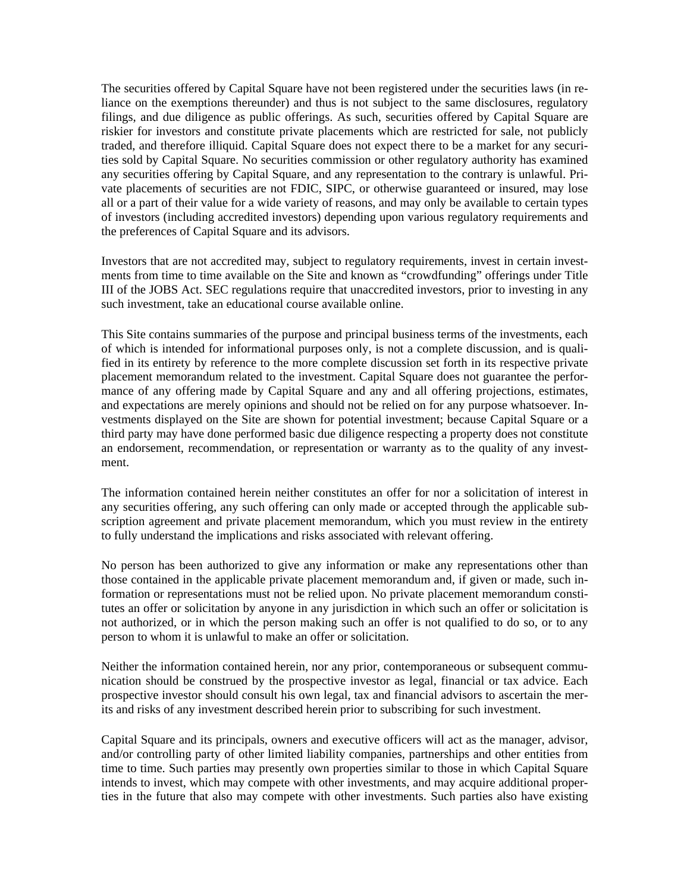The securities offered by Capital Square have not been registered under the securities laws (in reliance on the exemptions thereunder) and thus is not subject to the same disclosures, regulatory filings, and due diligence as public offerings. As such, securities offered by Capital Square are riskier for investors and constitute private placements which are restricted for sale, not publicly traded, and therefore illiquid. Capital Square does not expect there to be a market for any securities sold by Capital Square. No securities commission or other regulatory authority has examined any securities offering by Capital Square, and any representation to the contrary is unlawful. Private placements of securities are not FDIC, SIPC, or otherwise guaranteed or insured, may lose all or a part of their value for a wide variety of reasons, and may only be available to certain types of investors (including accredited investors) depending upon various regulatory requirements and the preferences of Capital Square and its advisors.

Investors that are not accredited may, subject to regulatory requirements, invest in certain investments from time to time available on the Site and known as "crowdfunding" offerings under Title III of the JOBS Act. SEC regulations require that unaccredited investors, prior to investing in any such investment, take an educational course available online.

This Site contains summaries of the purpose and principal business terms of the investments, each of which is intended for informational purposes only, is not a complete discussion, and is qualified in its entirety by reference to the more complete discussion set forth in its respective private placement memorandum related to the investment. Capital Square does not guarantee the performance of any offering made by Capital Square and any and all offering projections, estimates, and expectations are merely opinions and should not be relied on for any purpose whatsoever. Investments displayed on the Site are shown for potential investment; because Capital Square or a third party may have done performed basic due diligence respecting a property does not constitute an endorsement, recommendation, or representation or warranty as to the quality of any investment.

The information contained herein neither constitutes an offer for nor a solicitation of interest in any securities offering, any such offering can only made or accepted through the applicable subscription agreement and private placement memorandum, which you must review in the entirety to fully understand the implications and risks associated with relevant offering.

No person has been authorized to give any information or make any representations other than those contained in the applicable private placement memorandum and, if given or made, such information or representations must not be relied upon. No private placement memorandum constitutes an offer or solicitation by anyone in any jurisdiction in which such an offer or solicitation is not authorized, or in which the person making such an offer is not qualified to do so, or to any person to whom it is unlawful to make an offer or solicitation.

Neither the information contained herein, nor any prior, contemporaneous or subsequent communication should be construed by the prospective investor as legal, financial or tax advice. Each prospective investor should consult his own legal, tax and financial advisors to ascertain the merits and risks of any investment described herein prior to subscribing for such investment.

Capital Square and its principals, owners and executive officers will act as the manager, advisor, and/or controlling party of other limited liability companies, partnerships and other entities from time to time. Such parties may presently own properties similar to those in which Capital Square intends to invest, which may compete with other investments, and may acquire additional properties in the future that also may compete with other investments. Such parties also have existing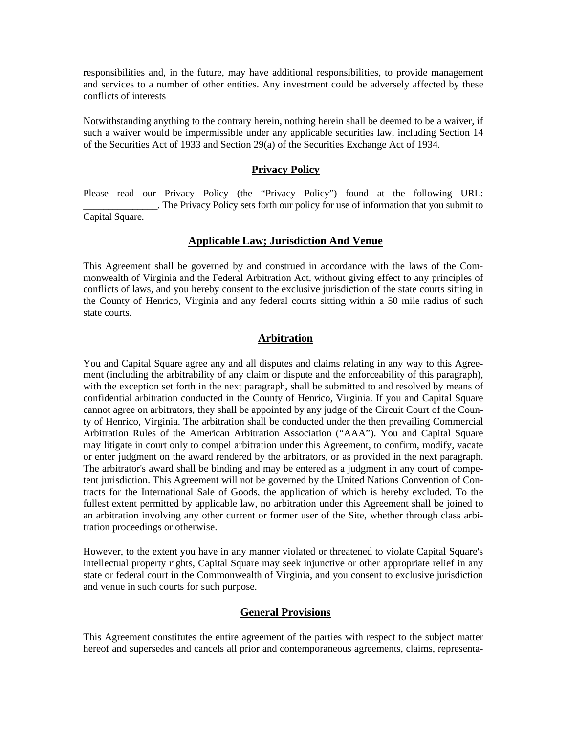responsibilities and, in the future, may have additional responsibilities, to provide management and services to a number of other entities. Any investment could be adversely affected by these conflicts of interests

Notwithstanding anything to the contrary herein, nothing herein shall be deemed to be a waiver, if such a waiver would be impermissible under any applicable securities law, including Section 14 of the Securities Act of 1933 and Section 29(a) of the Securities Exchange Act of 1934.

## Privacy Policy

Please read our Privacy Policy (the "Privacy Policy") found at the following URL: _______________. The Privacy Policy sets forth our policy for use of information that you submit to Capital Square.

## Applicable Law; Jurisdiction And Venue

This Agreement shall be governed by and construed in accordance with the laws of the Commonwealth of Virginia and the Federal Arbitration Act, without giving effect to any principles of conflicts of laws, and you hereby consent to the exclusive jurisdiction of the state courts sitting in the County of Henrico, Virginia and any federal courts sitting within a 50 mile radius of such state courts.

## Arbitration

You and Capital Square agree any and all disputes and claims relating in any way to this Agreement (including the arbitrability of any claim or dispute and the enforceability of this paragraph), with the exception set forth in the next paragraph, shall be submitted to and resolved by means of confidential arbitration conducted in the County of Henrico, Virginia. If you and Capital Square cannot agree on arbitrators, they shall be appointed by any judge of the Circuit Court of the County of Henrico, Virginia. The arbitration shall be conducted under the then prevailing Commercial Arbitration Rules of the American Arbitration Association ("AAA"). You and Capital Square may litigate in court only to compel arbitration under this Agreement, to confirm, modify, vacate or enter judgment on the award rendered by the arbitrators, or as provided in the next paragraph. The arbitrator's award shall be binding and may be entered as a judgment in any court of competent jurisdiction. This Agreement will not be governed by the United Nations Convention of Contracts for the International Sale of Goods, the application of which is hereby excluded. To the fullest extent permitted by applicable law, no arbitration under this Agreement shall be joined to an arbitration involving any other current or former user of the Site, whether through class arbitration proceedings or otherwise.

However, to the extent you have in any manner violated or threatened to violate Capital Square's intellectual property rights, Capital Square may seek injunctive or other appropriate relief in any state or federal court in the Commonwealth of Virginia, and you consent to exclusive jurisdiction and venue in such courts for such purpose.

## General Provisions

This Agreement constitutes the entire agreement of the parties with respect to the subject matter hereof and supersedes and cancels all prior and contemporaneous agreements, claims, representa-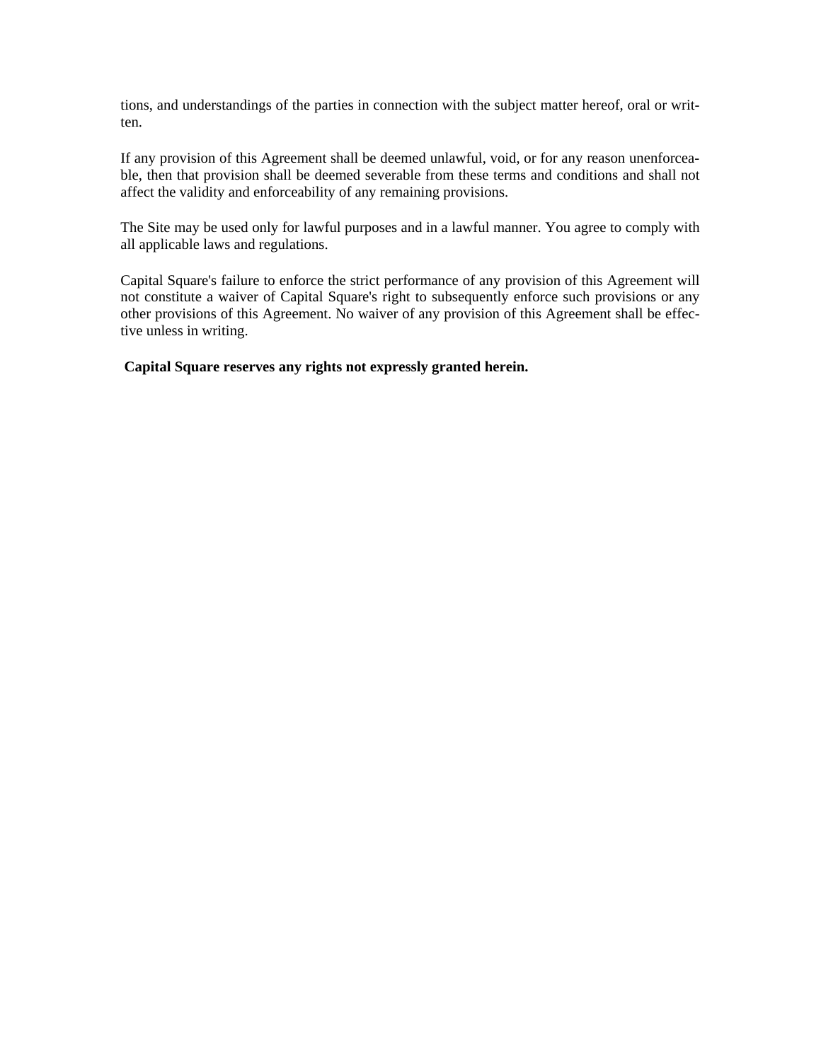tions, and understandings of the parties in connection with the subject matter hereof, oral or written.

If any provision of this Agreement shall be deemed unlawful, void, or for any reason unenforceable, then that provision shall be deemed severable from these terms and conditions and shall not affect the validity and enforceability of any remaining provisions.

The Site may be used only for lawful purposes and in a lawful manner. You agree to comply with all applicable laws and regulations.

Capital Square's failure to enforce the strict performance of any provision of this Agreement will not constitute a waiver of Capital Square's right to subsequently enforce such provisions or any other provisions of this Agreement. No waiver of any provision of this Agreement shall be effective unless in writing.

**Capital Square reserves any rights not expressly granted herein.**